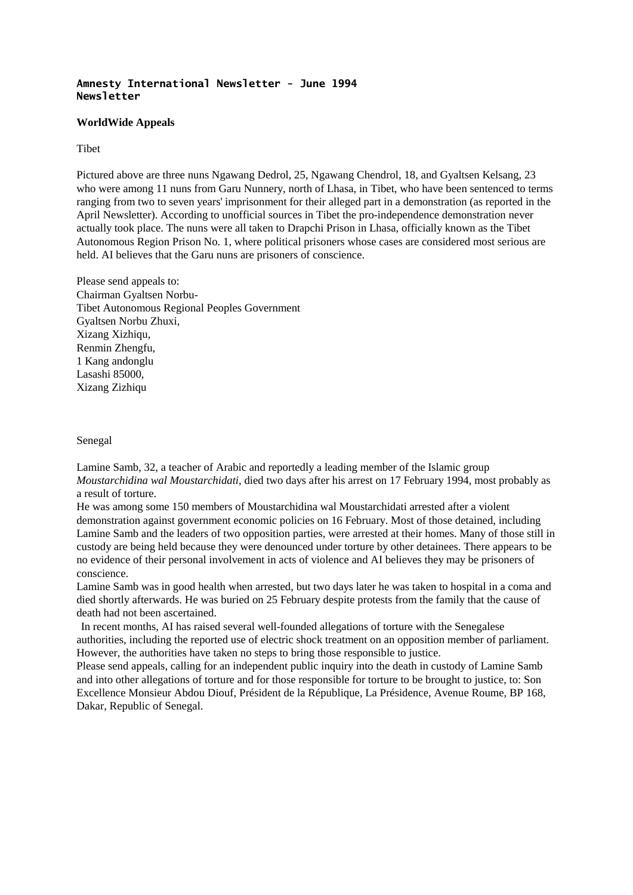**Amnesty International Newsletter - June 1994**
**Newsletter**

**WorldWide Appeals**

Tibet

Pictured above are three nuns Ngawang Dedrol, 25, Ngawang Chendrol, 18, and Gyaltsen Kelsang, 23 who were among 11 nuns from Garu Nunnery, north of Lhasa, in Tibet, who have been sentenced to terms ranging from two to seven years' imprisonment for their alleged part in a demonstration (as reported in the April Newsletter). According to unofficial sources in Tibet the pro-independence demonstration never actually took place. The nuns were all taken to Drapchi Prison in Lhasa, officially known as the Tibet Autonomous Region Prison No. 1, where political prisoners whose cases are considered most serious are held. AI believes that the Garu nuns are prisoners of conscience.

Please send appeals to:
Chairman Gyaltsen Norbu-
Tibet Autonomous Regional Peoples Government
Gyaltsen Norbu Zhuxi,
Xizang Xizhiqu,
Renmin Zhengfu,
1 Kang andonglu
Lasashi 85000,
Xizang Zizhiqu

Senegal

Lamine Samb, 32, a teacher of Arabic and reportedly a leading member of the Islamic group *Moustarchidina wal Moustarchidati*, died two days after his arrest on 17 February 1994, most probably as a result of torture.

He was among some 150 members of Moustarchidina wal Moustarchidati arrested after a violent demonstration against government economic policies on 16 February. Most of those detained, including Lamine Samb and the leaders of two opposition parties, were arrested at their homes. Many of those still in custody are being held because they were denounced under torture by other detainees. There appears to be no evidence of their personal involvement in acts of violence and AI believes they may be prisoners of conscience.

Lamine Samb was in good health when arrested, but two days later he was taken to hospital in a coma and died shortly afterwards. He was buried on 25 February despite protests from the family that the cause of death had not been ascertained.

In recent months, AI has raised several well-founded allegations of torture with the Senegalese authorities, including the reported use of electric shock treatment on an opposition member of parliament. However, the authorities have taken no steps to bring those responsible to justice.

Please send appeals, calling for an independent public inquiry into the death in custody of Lamine Samb and into other allegations of torture and for those responsible for torture to be brought to justice, to: Son Excellence Monsieur Abdou Diouf, Président de la République, La Présidence, Avenue Roume, BP 168, Dakar, Republic of Senegal.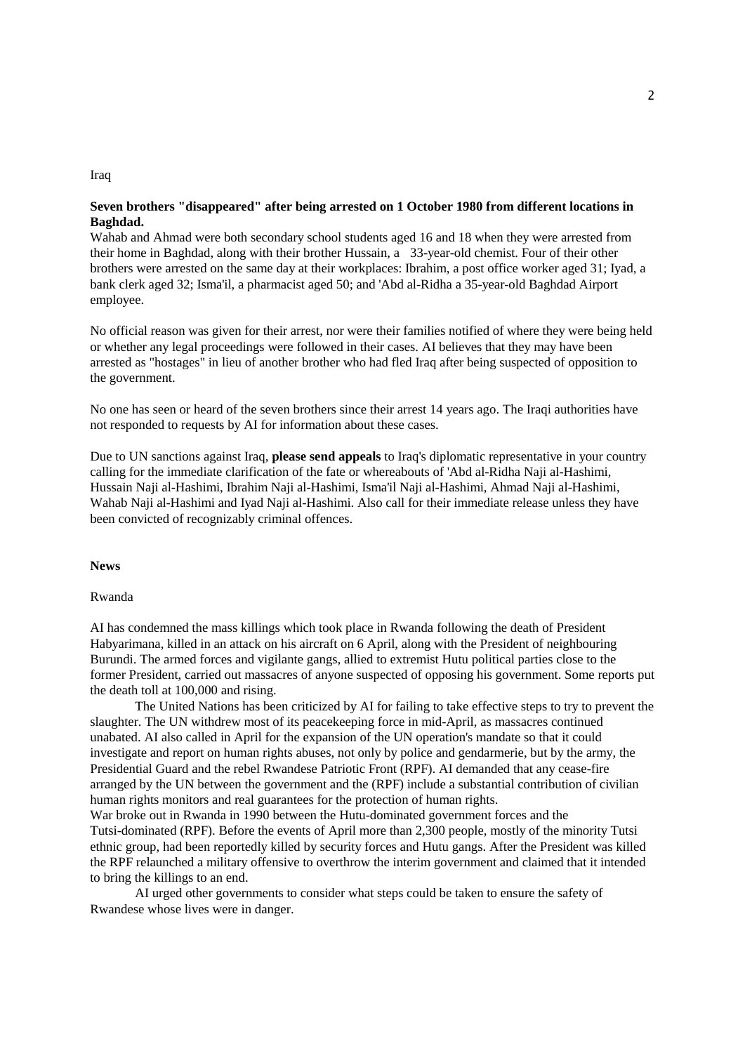Iraq

**Seven brothers "disappeared" after being arrested on 1 October 1980 from different locations in Baghdad.**

Wahab and Ahmad were both secondary school students aged 16 and 18 when they were arrested from their home in Baghdad, along with their brother Hussain, a 33-year-old chemist. Four of their other brothers were arrested on the same day at their workplaces: Ibrahim, a post office worker aged 31; Iyad, a bank clerk aged 32; Isma'il, a pharmacist aged 50; and 'Abd al-Ridha a 35-year-old Baghdad Airport employee.

No official reason was given for their arrest, nor were their families notified of where they were being held or whether any legal proceedings were followed in their cases. AI believes that they may have been arrested as "hostages" in lieu of another brother who had fled Iraq after being suspected of opposition to the government.

No one has seen or heard of the seven brothers since their arrest 14 years ago. The Iraqi authorities have not responded to requests by AI for information about these cases.

Due to UN sanctions against Iraq, **please send appeals** to Iraq's diplomatic representative in your country calling for the immediate clarification of the fate or whereabouts of 'Abd al-Ridha Naji al-Hashimi, Hussain Naji al-Hashimi, Ibrahim Naji al-Hashimi, Isma'il Naji al-Hashimi, Ahmad Naji al-Hashimi, Wahab Naji al-Hashimi and Iyad Naji al-Hashimi. Also call for their immediate release unless they have been convicted of recognizably criminal offences.

**News**

Rwanda

AI has condemned the mass killings which took place in Rwanda following the death of President Habyarimana, killed in an attack on his aircraft on 6 April, along with the President of neighbouring Burundi. The armed forces and vigilante gangs, allied to extremist Hutu political parties close to the former President, carried out massacres of anyone suspected of opposing his government. Some reports put the death toll at 100,000 and rising.

The United Nations has been criticized by AI for failing to take effective steps to try to prevent the slaughter. The UN withdrew most of its peacekeeping force in mid-April, as massacres continued unabated. AI also called in April for the expansion of the UN operation's mandate so that it could investigate and report on human rights abuses, not only by police and gendarmerie, but by the army, the Presidential Guard and the rebel Rwandese Patriotic Front (RPF). AI demanded that any cease-fire arranged by the UN between the government and the (RPF) include a substantial contribution of civilian human rights monitors and real guarantees for the protection of human rights.

War broke out in Rwanda in 1990 between the Hutu-dominated government forces and the Tutsi-dominated (RPF). Before the events of April more than 2,300 people, mostly of the minority Tutsi ethnic group, had been reportedly killed by security forces and Hutu gangs. After the President was killed the RPF relaunched a military offensive to overthrow the interim government and claimed that it intended to bring the killings to an end.

AI urged other governments to consider what steps could be taken to ensure the safety of Rwandese whose lives were in danger.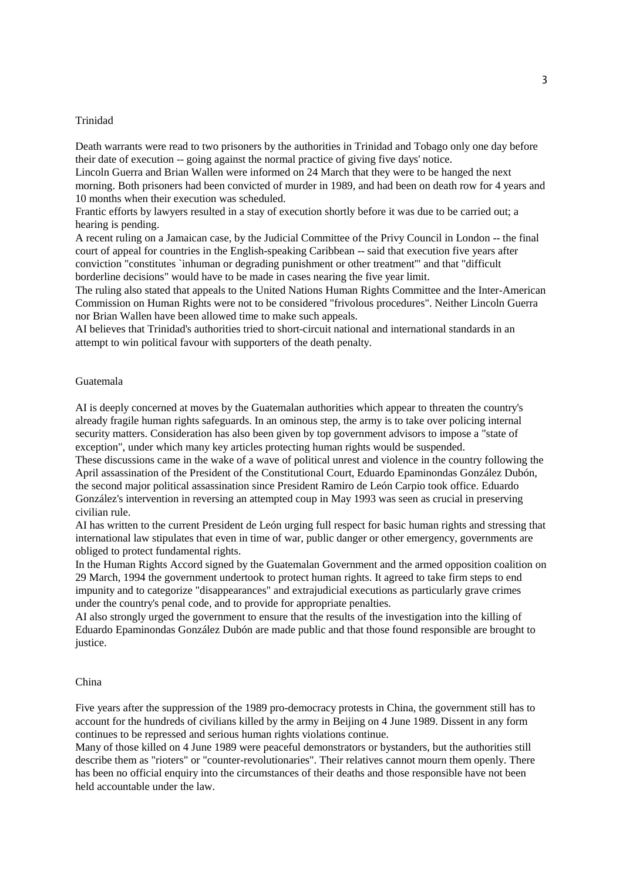## Trinidad

Death warrants were read to two prisoners by the authorities in Trinidad and Tobago only one day before their date of execution -- going against the normal practice of giving five days' notice.

Lincoln Guerra and Brian Wallen were informed on 24 March that they were to be hanged the next morning. Both prisoners had been convicted of murder in 1989, and had been on death row for 4 years and 10 months when their execution was scheduled.

Frantic efforts by lawyers resulted in a stay of execution shortly before it was due to be carried out; a hearing is pending.

A recent ruling on a Jamaican case, by the Judicial Committee of the Privy Council in London -- the final court of appeal for countries in the English-speaking Caribbean -- said that execution five years after conviction "constitutes `inhuman or degrading punishment or other treatment'" and that "difficult borderline decisions" would have to be made in cases nearing the five year limit.

The ruling also stated that appeals to the United Nations Human Rights Committee and the Inter-American Commission on Human Rights were not to be considered "frivolous procedures". Neither Lincoln Guerra nor Brian Wallen have been allowed time to make such appeals.

AI believes that Trinidad's authorities tried to short-circuit national and international standards in an attempt to win political favour with supporters of the death penalty.

## Guatemala

AI is deeply concerned at moves by the Guatemalan authorities which appear to threaten the country's already fragile human rights safeguards. In an ominous step, the army is to take over policing internal security matters. Consideration has also been given by top government advisors to impose a "state of exception", under which many key articles protecting human rights would be suspended.

These discussions came in the wake of a wave of political unrest and violence in the country following the April assassination of the President of the Constitutional Court, Eduardo Epaminondas González Dubón, the second major political assassination since President Ramiro de León Carpio took office. Eduardo González's intervention in reversing an attempted coup in May 1993 was seen as crucial in preserving civilian rule.

AI has written to the current President de León urging full respect for basic human rights and stressing that international law stipulates that even in time of war, public danger or other emergency, governments are obliged to protect fundamental rights.

In the Human Rights Accord signed by the Guatemalan Government and the armed opposition coalition on 29 March, 1994 the government undertook to protect human rights. It agreed to take firm steps to end impunity and to categorize "disappearances" and extrajudicial executions as particularly grave crimes under the country's penal code, and to provide for appropriate penalties.

AI also strongly urged the government to ensure that the results of the investigation into the killing of Eduardo Epaminondas González Dubón are made public and that those found responsible are brought to justice.

## China

Five years after the suppression of the 1989 pro-democracy protests in China, the government still has to account for the hundreds of civilians killed by the army in Beijing on 4 June 1989. Dissent in any form continues to be repressed and serious human rights violations continue.

Many of those killed on 4 June 1989 were peaceful demonstrators or bystanders, but the authorities still describe them as "rioters" or "counter-revolutionaries". Their relatives cannot mourn them openly. There has been no official enquiry into the circumstances of their deaths and those responsible have not been held accountable under the law.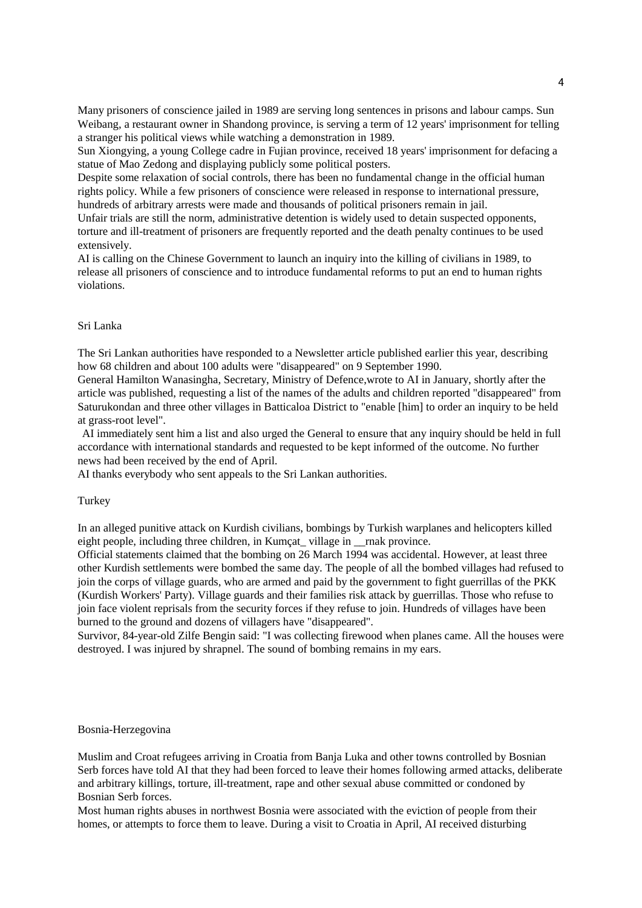Many prisoners of conscience jailed in 1989 are serving long sentences in prisons and labour camps. Sun Weibang, a restaurant owner in Shandong province, is serving a term of 12 years' imprisonment for telling a stranger his political views while watching a demonstration in 1989.

Sun Xiongying, a young College cadre in Fujian province, received 18 years' imprisonment for defacing a statue of Mao Zedong and displaying publicly some political posters.

Despite some relaxation of social controls, there has been no fundamental change in the official human rights policy. While a few prisoners of conscience were released in response to international pressure, hundreds of arbitrary arrests were made and thousands of political prisoners remain in jail.

Unfair trials are still the norm, administrative detention is widely used to detain suspected opponents, torture and ill-treatment of prisoners are frequently reported and the death penalty continues to be used extensively.

AI is calling on the Chinese Government to launch an inquiry into the killing of civilians in 1989, to release all prisoners of conscience and to introduce fundamental reforms to put an end to human rights violations.

## Sri Lanka

The Sri Lankan authorities have responded to a Newsletter article published earlier this year, describing how 68 children and about 100 adults were "disappeared" on 9 September 1990.

General Hamilton Wanasingha, Secretary, Ministry of Defence,wrote to AI in January, shortly after the article was published, requesting a list of the names of the adults and children reported "disappeared" from Saturukondan and three other villages in Batticaloa District to "enable [him] to order an inquiry to be held at grass-root level".

AI immediately sent him a list and also urged the General to ensure that any inquiry should be held in full accordance with international standards and requested to be kept informed of the outcome. No further news had been received by the end of April.

AI thanks everybody who sent appeals to the Sri Lankan authorities.

## Turkey

In an alleged punitive attack on Kurdish civilians, bombings by Turkish warplanes and helicopters killed eight people, including three children, in Kumçat_ village in __rnak province.

Official statements claimed that the bombing on 26 March 1994 was accidental. However, at least three other Kurdish settlements were bombed the same day. The people of all the bombed villages had refused to join the corps of village guards, who are armed and paid by the government to fight guerrillas of the PKK (Kurdish Workers' Party). Village guards and their families risk attack by guerrillas. Those who refuse to join face violent reprisals from the security forces if they refuse to join. Hundreds of villages have been burned to the ground and dozens of villagers have "disappeared".

Survivor, 84-year-old Zilfe Bengin said: "I was collecting firewood when planes came. All the houses were destroyed. I was injured by shrapnel. The sound of bombing remains in my ears.

## Bosnia-Herzegovina

Muslim and Croat refugees arriving in Croatia from Banja Luka and other towns controlled by Bosnian Serb forces have told AI that they had been forced to leave their homes following armed attacks, deliberate and arbitrary killings, torture, ill-treatment, rape and other sexual abuse committed or condoned by Bosnian Serb forces.

Most human rights abuses in northwest Bosnia were associated with the eviction of people from their homes, or attempts to force them to leave. During a visit to Croatia in April, AI received disturbing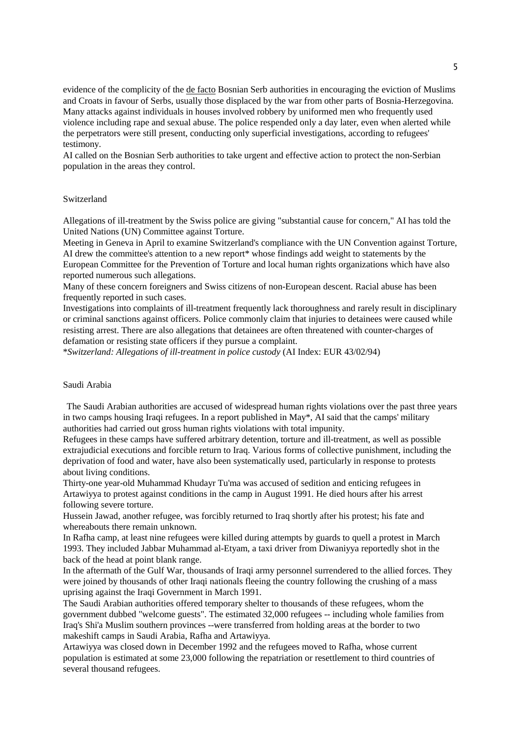evidence of the complicity of the de facto Bosnian Serb authorities in encouraging the eviction of Muslims and Croats in favour of Serbs, usually those displaced by the war from other parts of Bosnia-Herzegovina. Many attacks against individuals in houses involved robbery by uniformed men who frequently used violence including rape and sexual abuse. The police respended only a day later, even when alerted while the perpetrators were still present, conducting only superficial investigations, according to refugees' testimony.

AI called on the Bosnian Serb authorities to take urgent and effective action to protect the non-Serbian population in the areas they control.

## Switzerland

Allegations of ill-treatment by the Swiss police are giving "substantial cause for concern," AI has told the United Nations (UN) Committee against Torture.

Meeting in Geneva in April to examine Switzerland's compliance with the UN Convention against Torture, AI drew the committee's attention to a new report* whose findings add weight to statements by the European Committee for the Prevention of Torture and local human rights organizations which have also reported numerous such allegations.

Many of these concern foreigners and Swiss citizens of non-European descent. Racial abuse has been frequently reported in such cases.

Investigations into complaints of ill-treatment frequently lack thoroughness and rarely result in disciplinary or criminal sanctions against officers. Police commonly claim that injuries to detainees were caused while resisting arrest. There are also allegations that detainees are often threatened with counter-charges of defamation or resisting state officers if they pursue a complaint.

**Switzerland: Allegations of ill-treatment in police custody* (AI Index: EUR 43/02/94)

## Saudi Arabia

The Saudi Arabian authorities are accused of widespread human rights violations over the past three years in two camps housing Iraqi refugees. In a report published in May*, AI said that the camps' military authorities had carried out gross human rights violations with total impunity.

Refugees in these camps have suffered arbitrary detention, torture and ill-treatment, as well as possible extrajudicial executions and forcible return to Iraq. Various forms of collective punishment, including the deprivation of food and water, have also been systematically used, particularly in response to protests about living conditions.

Thirty-one year-old Muhammad Khudayr Tu'ma was accused of sedition and enticing refugees in Artawiyya to protest against conditions in the camp in August 1991. He died hours after his arrest following severe torture.

Hussein Jawad, another refugee, was forcibly returned to Iraq shortly after his protest; his fate and whereabouts there remain unknown.

In Rafha camp, at least nine refugees were killed during attempts by guards to quell a protest in March 1993. They included Jabbar Muhammad al-Etyam, a taxi driver from Diwaniyya reportedly shot in the back of the head at point blank range.

In the aftermath of the Gulf War, thousands of Iraqi army personnel surrendered to the allied forces. They were joined by thousands of other Iraqi nationals fleeing the country following the crushing of a mass uprising against the Iraqi Government in March 1991.

The Saudi Arabian authorities offered temporary shelter to thousands of these refugees, whom the government dubbed "welcome guests". The estimated 32,000 refugees -- including whole families from Iraq's Shi'a Muslim southern provinces --were transferred from holding areas at the border to two makeshift camps in Saudi Arabia, Rafha and Artawiyya.

Artawiyya was closed down in December 1992 and the refugees moved to Rafha, whose current population is estimated at some 23,000 following the repatriation or resettlement to third countries of several thousand refugees.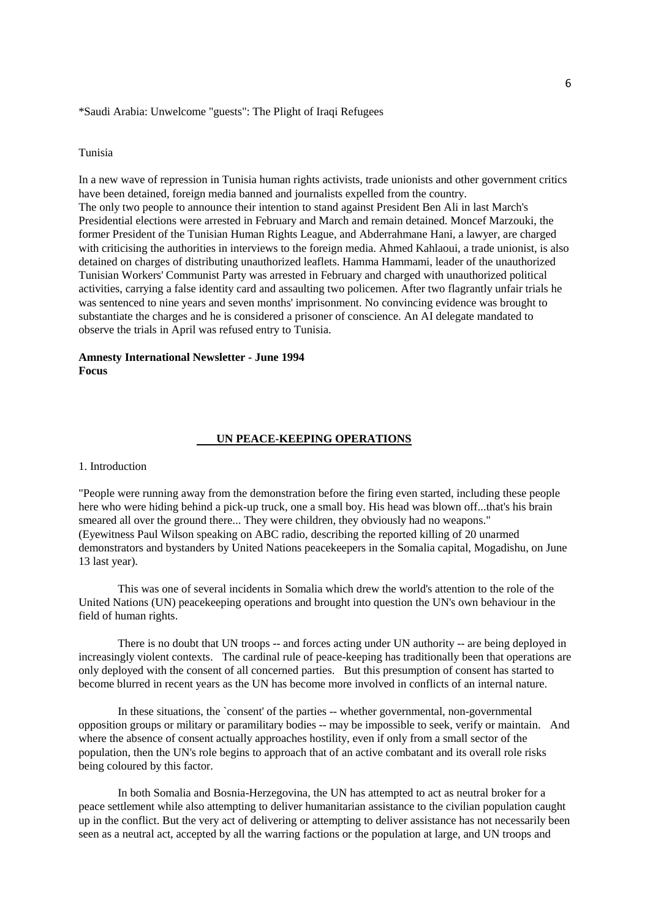*Saudi Arabia: Unwelcome "guests": The Plight of Iraqi Refugees

Tunisia

In a new wave of repression in Tunisia human rights activists, trade unionists and other government critics have been detained, foreign media banned and journalists expelled from the country.
The only two people to announce their intention to stand against President Ben Ali in last March's Presidential elections were arrested in February and March and remain detained. Moncef Marzouki, the former President of the Tunisian Human Rights League, and Abderrahmane Hani, a lawyer, are charged with criticising the authorities in interviews to the foreign media. Ahmed Kahlaoui, a trade unionist, is also detained on charges of distributing unauthorized leaflets. Hamma Hammami, leader of the unauthorized Tunisian Workers' Communist Party was arrested in February and charged with unauthorized political activities, carrying a false identity card and assaulting two policemen. After two flagrantly unfair trials he was sentenced to nine years and seven months' imprisonment. No convincing evidence was brought to substantiate the charges and he is considered a prisoner of conscience. An AI delegate mandated to observe the trials in April was refused entry to Tunisia.

**Amnesty International Newsletter - June 1994**
**Focus**

## UN PEACE-KEEPING OPERATIONS

1. Introduction

"People were running away from the demonstration before the firing even started, including these people here who were hiding behind a pick-up truck, one a small boy. His head was blown off...that's his brain smeared all over the ground there... They were children, they obviously had no weapons." (Eyewitness Paul Wilson speaking on ABC radio, describing the reported killing of 20 unarmed demonstrators and bystanders by United Nations peacekeepers in the Somalia capital, Mogadishu, on June 13 last year).

This was one of several incidents in Somalia which drew the world's attention to the role of the United Nations (UN) peacekeeping operations and brought into question the UN's own behaviour in the field of human rights.

There is no doubt that UN troops -- and forces acting under UN authority -- are being deployed in increasingly violent contexts. The cardinal rule of peace-keeping has traditionally been that operations are only deployed with the consent of all concerned parties. But this presumption of consent has started to become blurred in recent years as the UN has become more involved in conflicts of an internal nature.

In these situations, the `consent' of the parties -- whether governmental, non-governmental opposition groups or military or paramilitary bodies -- may be impossible to seek, verify or maintain. And where the absence of consent actually approaches hostility, even if only from a small sector of the population, then the UN's role begins to approach that of an active combatant and its overall role risks being coloured by this factor.

In both Somalia and Bosnia-Herzegovina, the UN has attempted to act as neutral broker for a peace settlement while also attempting to deliver humanitarian assistance to the civilian population caught up in the conflict. But the very act of delivering or attempting to deliver assistance has not necessarily been seen as a neutral act, accepted by all the warring factions or the population at large, and UN troops and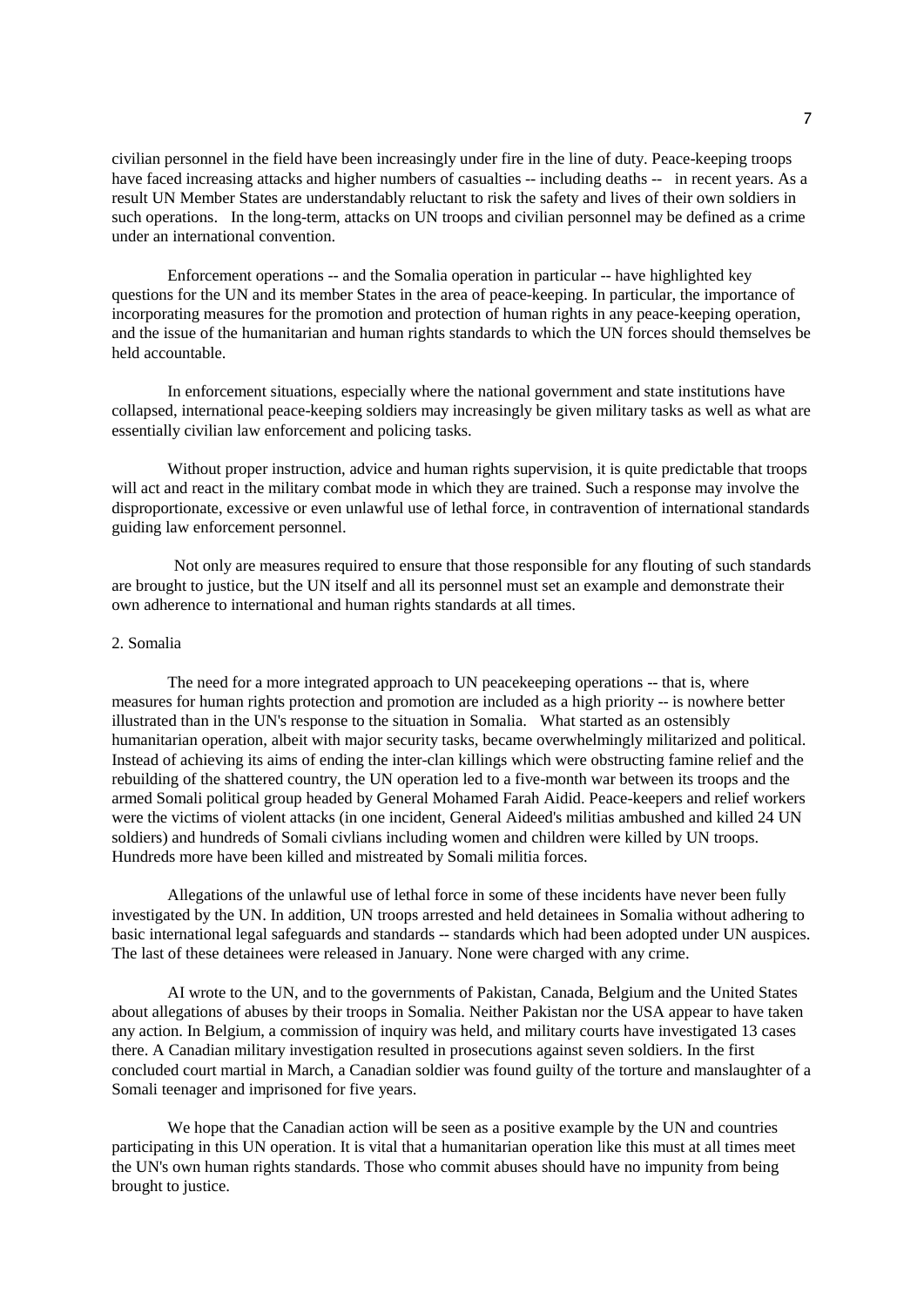civilian personnel in the field have been increasingly under fire in the line of duty. Peace-keeping troops have faced increasing attacks and higher numbers of casualties -- including deaths -- in recent years. As a result UN Member States are understandably reluctant to risk the safety and lives of their own soldiers in such operations. In the long-term, attacks on UN troops and civilian personnel may be defined as a crime under an international convention.

Enforcement operations -- and the Somalia operation in particular -- have highlighted key questions for the UN and its member States in the area of peace-keeping. In particular, the importance of incorporating measures for the promotion and protection of human rights in any peace-keeping operation, and the issue of the humanitarian and human rights standards to which the UN forces should themselves be held accountable.

In enforcement situations, especially where the national government and state institutions have collapsed, international peace-keeping soldiers may increasingly be given military tasks as well as what are essentially civilian law enforcement and policing tasks.

Without proper instruction, advice and human rights supervision, it is quite predictable that troops will act and react in the military combat mode in which they are trained. Such a response may involve the disproportionate, excessive or even unlawful use of lethal force, in contravention of international standards guiding law enforcement personnel.

Not only are measures required to ensure that those responsible for any flouting of such standards are brought to justice, but the UN itself and all its personnel must set an example and demonstrate their own adherence to international and human rights standards at all times.

## 2. Somalia

The need for a more integrated approach to UN peacekeeping operations -- that is, where measures for human rights protection and promotion are included as a high priority -- is nowhere better illustrated than in the UN's response to the situation in Somalia. What started as an ostensibly humanitarian operation, albeit with major security tasks, became overwhelmingly militarized and political. Instead of achieving its aims of ending the inter-clan killings which were obstructing famine relief and the rebuilding of the shattered country, the UN operation led to a five-month war between its troops and the armed Somali political group headed by General Mohamed Farah Aidid. Peace-keepers and relief workers were the victims of violent attacks (in one incident, General Aideed's militias ambushed and killed 24 UN soldiers) and hundreds of Somali civlians including women and children were killed by UN troops. Hundreds more have been killed and mistreated by Somali militia forces.

Allegations of the unlawful use of lethal force in some of these incidents have never been fully investigated by the UN. In addition, UN troops arrested and held detainees in Somalia without adhering to basic international legal safeguards and standards -- standards which had been adopted under UN auspices. The last of these detainees were released in January. None were charged with any crime.

AI wrote to the UN, and to the governments of Pakistan, Canada, Belgium and the United States about allegations of abuses by their troops in Somalia. Neither Pakistan nor the USA appear to have taken any action. In Belgium, a commission of inquiry was held, and military courts have investigated 13 cases there. A Canadian military investigation resulted in prosecutions against seven soldiers. In the first concluded court martial in March, a Canadian soldier was found guilty of the torture and manslaughter of a Somali teenager and imprisoned for five years.

We hope that the Canadian action will be seen as a positive example by the UN and countries participating in this UN operation. It is vital that a humanitarian operation like this must at all times meet the UN's own human rights standards. Those who commit abuses should have no impunity from being brought to justice.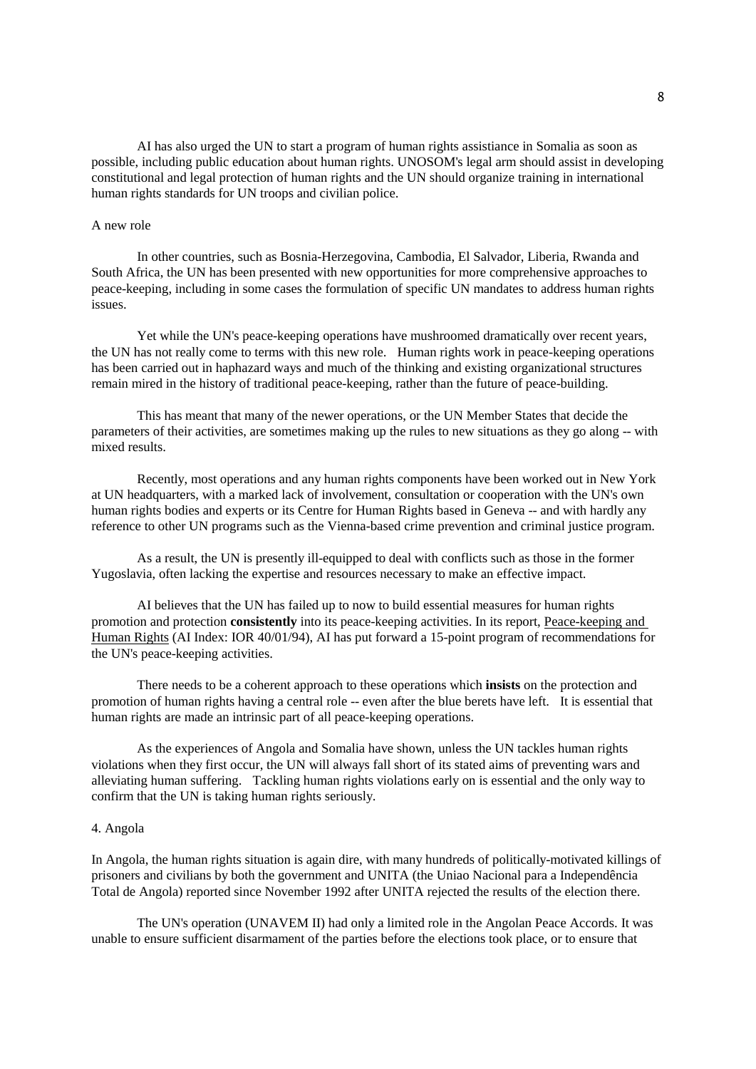AI has also urged the UN to start a program of human rights assistiance in Somalia as soon as possible, including public education about human rights. UNOSOM's legal arm should assist in developing constitutional and legal protection of human rights and the UN should organize training in international human rights standards for UN troops and civilian police.

## A new role

In other countries, such as Bosnia-Herzegovina, Cambodia, El Salvador, Liberia, Rwanda and South Africa, the UN has been presented with new opportunities for more comprehensive approaches to peace-keeping, including in some cases the formulation of specific UN mandates to address human rights issues.

Yet while the UN's peace-keeping operations have mushroomed dramatically over recent years, the UN has not really come to terms with this new role. Human rights work in peace-keeping operations has been carried out in haphazard ways and much of the thinking and existing organizational structures remain mired in the history of traditional peace-keeping, rather than the future of peace-building.

This has meant that many of the newer operations, or the UN Member States that decide the parameters of their activities, are sometimes making up the rules to new situations as they go along -- with mixed results.

Recently, most operations and any human rights components have been worked out in New York at UN headquarters, with a marked lack of involvement, consultation or cooperation with the UN's own human rights bodies and experts or its Centre for Human Rights based in Geneva -- and with hardly any reference to other UN programs such as the Vienna-based crime prevention and criminal justice program.

As a result, the UN is presently ill-equipped to deal with conflicts such as those in the former Yugoslavia, often lacking the expertise and resources necessary to make an effective impact.

AI believes that the UN has failed up to now to build essential measures for human rights promotion and protection **consistently** into its peace-keeping activities. In its report, Peace-keeping and Human Rights (AI Index: IOR 40/01/94), AI has put forward a 15-point program of recommendations for the UN's peace-keeping activities.

There needs to be a coherent approach to these operations which **insists** on the protection and promotion of human rights having a central role -- even after the blue berets have left. It is essential that human rights are made an intrinsic part of all peace-keeping operations.

As the experiences of Angola and Somalia have shown, unless the UN tackles human rights violations when they first occur, the UN will always fall short of its stated aims of preventing wars and alleviating human suffering. Tackling human rights violations early on is essential and the only way to confirm that the UN is taking human rights seriously.

## 4. Angola

In Angola, the human rights situation is again dire, with many hundreds of politically-motivated killings of prisoners and civilians by both the government and UNITA (the Uniao Nacional para a Independência Total de Angola) reported since November 1992 after UNITA rejected the results of the election there.

The UN's operation (UNAVEM II) had only a limited role in the Angolan Peace Accords. It was unable to ensure sufficient disarmament of the parties before the elections took place, or to ensure that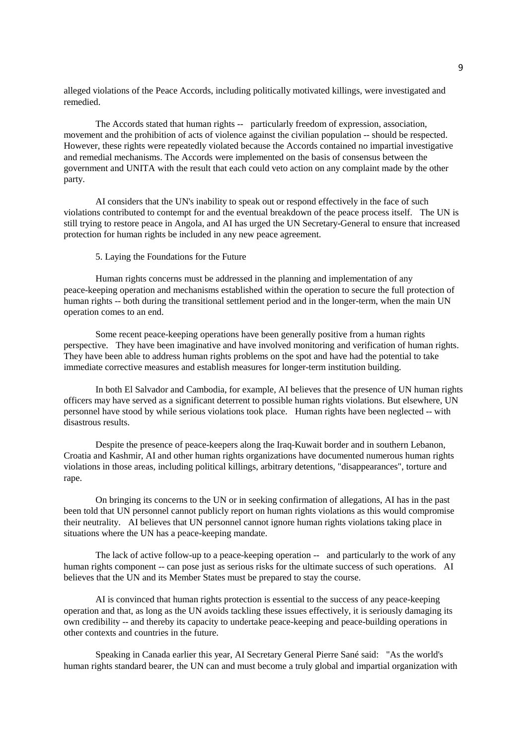alleged violations of the Peace Accords, including politically motivated killings, were investigated and remedied.

The Accords stated that human rights -- particularly freedom of expression, association, movement and the prohibition of acts of violence against the civilian population -- should be respected. However, these rights were repeatedly violated because the Accords contained no impartial investigative and remedial mechanisms. The Accords were implemented on the basis of consensus between the government and UNITA with the result that each could veto action on any complaint made by the other party.

AI considers that the UN's inability to speak out or respond effectively in the face of such violations contributed to contempt for and the eventual breakdown of the peace process itself. The UN is still trying to restore peace in Angola, and AI has urged the UN Secretary-General to ensure that increased protection for human rights be included in any new peace agreement.

## 5. Laying the Foundations for the Future

Human rights concerns must be addressed in the planning and implementation of any peace-keeping operation and mechanisms established within the operation to secure the full protection of human rights -- both during the transitional settlement period and in the longer-term, when the main UN operation comes to an end.

Some recent peace-keeping operations have been generally positive from a human rights perspective. They have been imaginative and have involved monitoring and verification of human rights. They have been able to address human rights problems on the spot and have had the potential to take immediate corrective measures and establish measures for longer-term institution building.

In both El Salvador and Cambodia, for example, AI believes that the presence of UN human rights officers may have served as a significant deterrent to possible human rights violations. But elsewhere, UN personnel have stood by while serious violations took place. Human rights have been neglected -- with disastrous results.

Despite the presence of peace-keepers along the Iraq-Kuwait border and in southern Lebanon, Croatia and Kashmir, AI and other human rights organizations have documented numerous human rights violations in those areas, including political killings, arbitrary detentions, "disappearances", torture and rape.

On bringing its concerns to the UN or in seeking confirmation of allegations, AI has in the past been told that UN personnel cannot publicly report on human rights violations as this would compromise their neutrality. AI believes that UN personnel cannot ignore human rights violations taking place in situations where the UN has a peace-keeping mandate.

The lack of active follow-up to a peace-keeping operation -- and particularly to the work of any human rights component -- can pose just as serious risks for the ultimate success of such operations. AI believes that the UN and its Member States must be prepared to stay the course.

AI is convinced that human rights protection is essential to the success of any peace-keeping operation and that, as long as the UN avoids tackling these issues effectively, it is seriously damaging its own credibility -- and thereby its capacity to undertake peace-keeping and peace-building operations in other contexts and countries in the future.

Speaking in Canada earlier this year, AI Secretary General Pierre Sané said: "As the world's human rights standard bearer, the UN can and must become a truly global and impartial organization with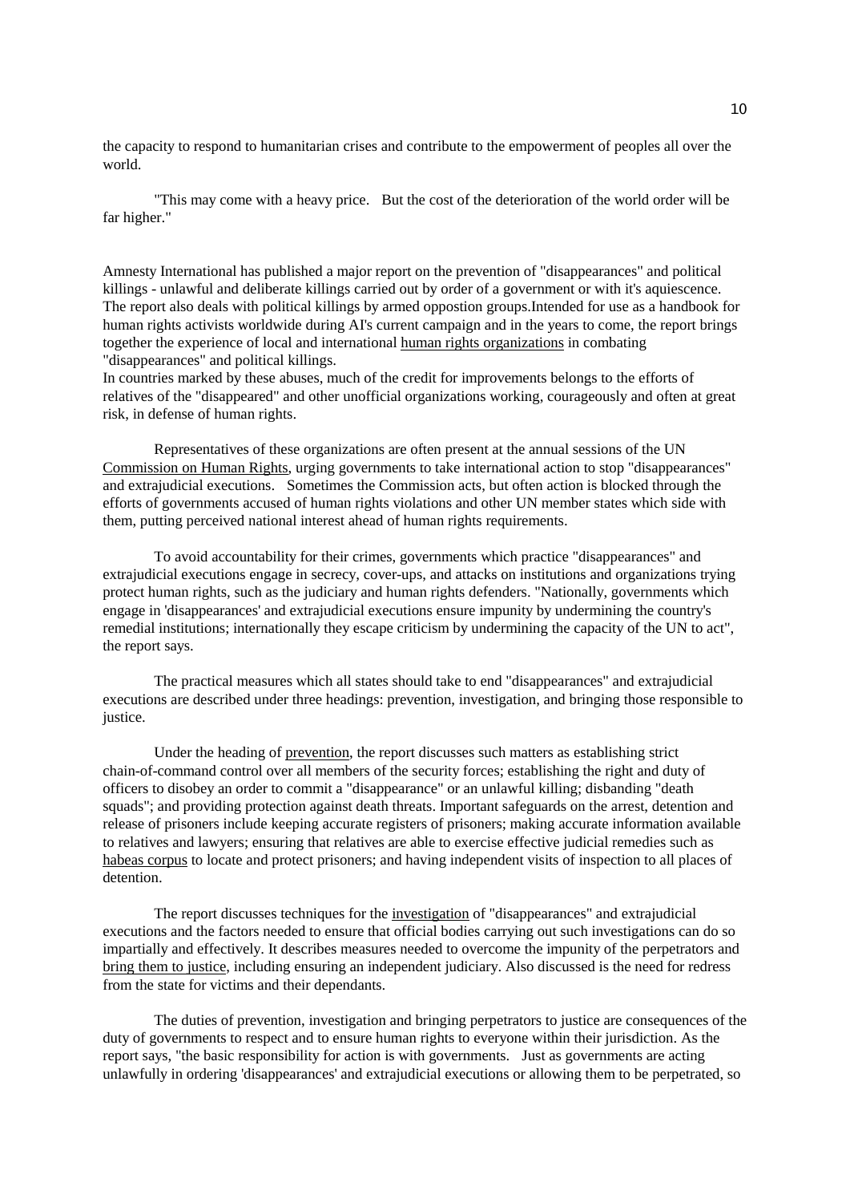the capacity to respond to humanitarian crises and contribute to the empowerment of peoples all over the world.

"This may come with a heavy price. But the cost of the deterioration of the world order will be far higher."

Amnesty International has published a major report on the prevention of "disappearances" and political killings - unlawful and deliberate killings carried out by order of a government or with it's aquiescence. The report also deals with political killings by armed oppostion groups.Intended for use as a handbook for human rights activists worldwide during AI's current campaign and in the years to come, the report brings together the experience of local and international human rights organizations in combating "disappearances" and political killings.
In countries marked by these abuses, much of the credit for improvements belongs to the efforts of relatives of the "disappeared" and other unofficial organizations working, courageously and often at great risk, in defense of human rights.

Representatives of these organizations are often present at the annual sessions of the UN Commission on Human Rights, urging governments to take international action to stop "disappearances" and extrajudicial executions. Sometimes the Commission acts, but often action is blocked through the efforts of governments accused of human rights violations and other UN member states which side with them, putting perceived national interest ahead of human rights requirements.

To avoid accountability for their crimes, governments which practice "disappearances" and extrajudicial executions engage in secrecy, cover-ups, and attacks on institutions and organizations trying protect human rights, such as the judiciary and human rights defenders. "Nationally, governments which engage in 'disappearances' and extrajudicial executions ensure impunity by undermining the country's remedial institutions; internationally they escape criticism by undermining the capacity of the UN to act", the report says.

The practical measures which all states should take to end "disappearances" and extrajudicial executions are described under three headings: prevention, investigation, and bringing those responsible to justice.

Under the heading of prevention, the report discusses such matters as establishing strict chain-of-command control over all members of the security forces; establishing the right and duty of officers to disobey an order to commit a "disappearance" or an unlawful killing; disbanding "death squads"; and providing protection against death threats. Important safeguards on the arrest, detention and release of prisoners include keeping accurate registers of prisoners; making accurate information available to relatives and lawyers; ensuring that relatives are able to exercise effective judicial remedies such as habeas corpus to locate and protect prisoners; and having independent visits of inspection to all places of detention.

The report discusses techniques for the investigation of "disappearances" and extrajudicial executions and the factors needed to ensure that official bodies carrying out such investigations can do so impartially and effectively. It describes measures needed to overcome the impunity of the perpetrators and bring them to justice, including ensuring an independent judiciary. Also discussed is the need for redress from the state for victims and their dependants.

The duties of prevention, investigation and bringing perpetrators to justice are consequences of the duty of governments to respect and to ensure human rights to everyone within their jurisdiction. As the report says, "the basic responsibility for action is with governments. Just as governments are acting unlawfully in ordering 'disappearances' and extrajudicial executions or allowing them to be perpetrated, so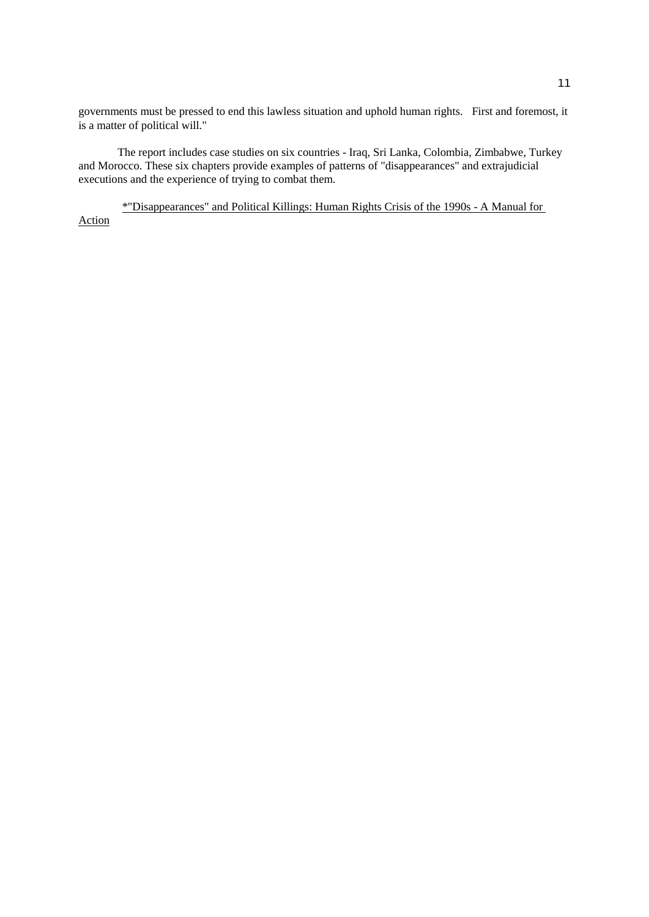governments must be pressed to end this lawless situation and uphold human rights.   First and foremost, it is a matter of political will."

The report includes case studies on six countries - Iraq, Sri Lanka, Colombia, Zimbabwe, Turkey and Morocco. These six chapters provide examples of patterns of "disappearances" and extrajudicial executions and the experience of trying to combat them.

*"Disappearances" and Political Killings: Human Rights Crisis of the 1990s - A Manual for Action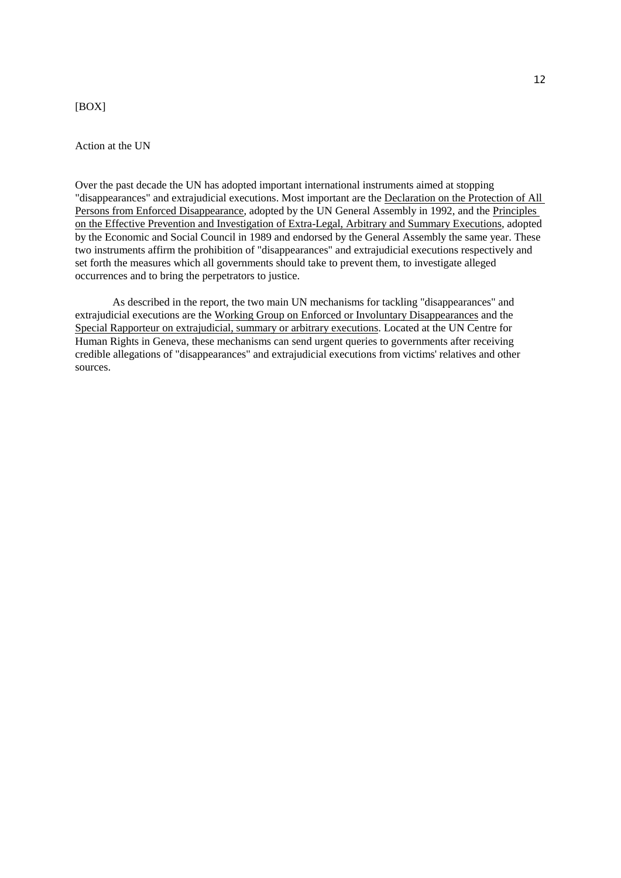[BOX]

## Action at the UN

Over the past decade the UN has adopted important international instruments aimed at stopping "disappearances" and extrajudicial executions. Most important are the Declaration on the Protection of All Persons from Enforced Disappearance, adopted by the UN General Assembly in 1992, and the Principles on the Effective Prevention and Investigation of Extra-Legal, Arbitrary and Summary Executions, adopted by the Economic and Social Council in 1989 and endorsed by the General Assembly the same year. These two instruments affirm the prohibition of "disappearances" and extrajudicial executions respectively and set forth the measures which all governments should take to prevent them, to investigate alleged occurrences and to bring the perpetrators to justice.

As described in the report, the two main UN mechanisms for tackling "disappearances" and extrajudicial executions are the Working Group on Enforced or Involuntary Disappearances and the Special Rapporteur on extrajudicial, summary or arbitrary executions. Located at the UN Centre for Human Rights in Geneva, these mechanisms can send urgent queries to governments after receiving credible allegations of "disappearances" and extrajudicial executions from victims' relatives and other sources.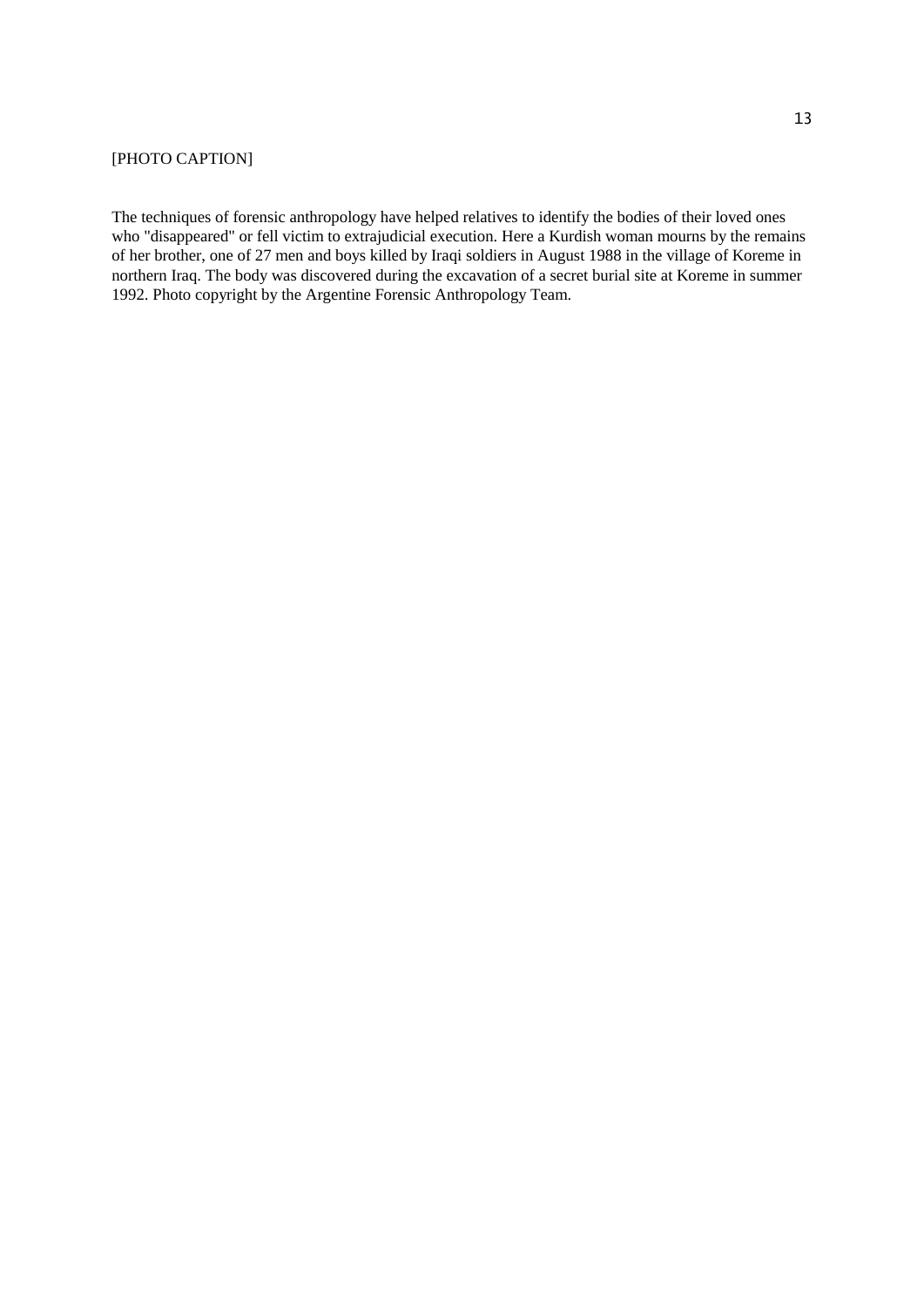[PHOTO CAPTION]

The techniques of forensic anthropology have helped relatives to identify the bodies of their loved ones who "disappeared" or fell victim to extrajudicial execution. Here a Kurdish woman mourns by the remains of her brother, one of 27 men and boys killed by Iraqi soldiers in August 1988 in the village of Koreme in northern Iraq. The body was discovered during the excavation of a secret burial site at Koreme in summer 1992. Photo copyright by the Argentine Forensic Anthropology Team.